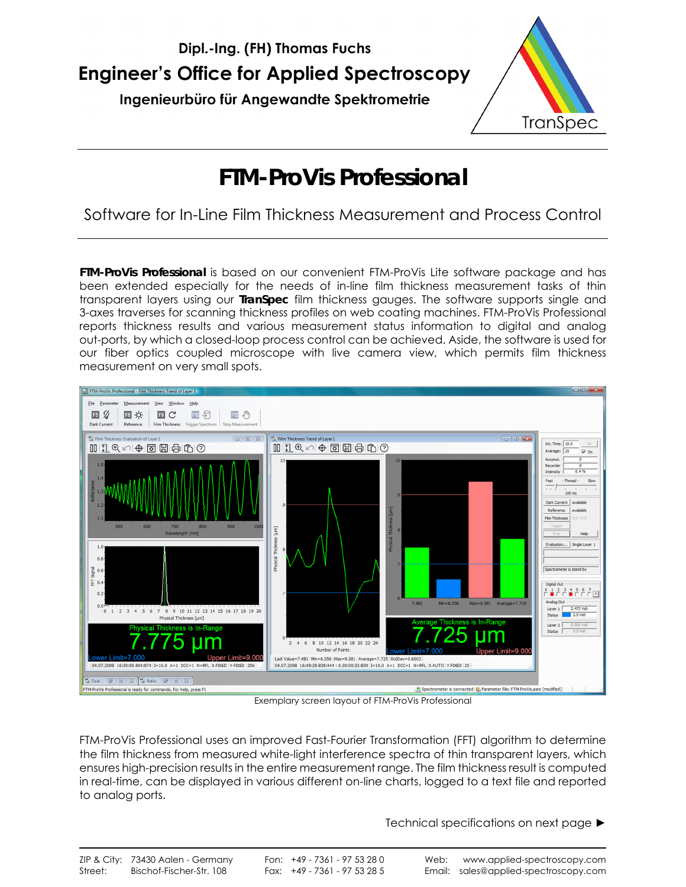Dipl.-Ing. (FH) Thomas Fuchs

**Engineer's Office for Applied Spectroscopy**

Ingenieurbüro für Angewandte Spektrometrie

TranSpec

# FTM-ProVis Professional

Software for In-Line Film Thickness Measurement and Process Control

**FTM-ProVis Professional** is based on our convenient FTM-ProVis Lite software package and has been extended especially for the needs of in-line film thickness measurement tasks of thin transparent layers using our **TranSpec** film thickness gauges. The software supports single and 3-axes traverses for scanning thickness profiles on web coating machines. FTM-ProVis Professional reports thickness results and various measurement status information to digital and analog out-ports, by which a closed-loop process control can be achieved. Aside, the software is used for our fiber optics coupled microscope with live camera view, which permits film thickness measurement on very small spots.

Exemplary screen layout of FTM-ProVis Professional

FTM-ProVis Professional uses an improved Fast-Fourier Transformation (FFT) algorithm to determine the film thickness from measured white-light interference spectra of thin transparent layers, which ensures high-precision results in the entire measurement range. The film thickness result is computed in real-time, can be displayed in various different on-line charts, logged to a text file and reported to analog ports.

Technical specifications on next page ►

ZIP & City: 73430 Aalen - Germany
Street: Bischof-Fischer-Str. 108
Fon: +49 - 7361 - 97 53 28 0
Fax: +49 - 7361 - 97 53 28 5
Web: www.applied-spectroscopy.com
Email: sales@applied-spectroscopy.com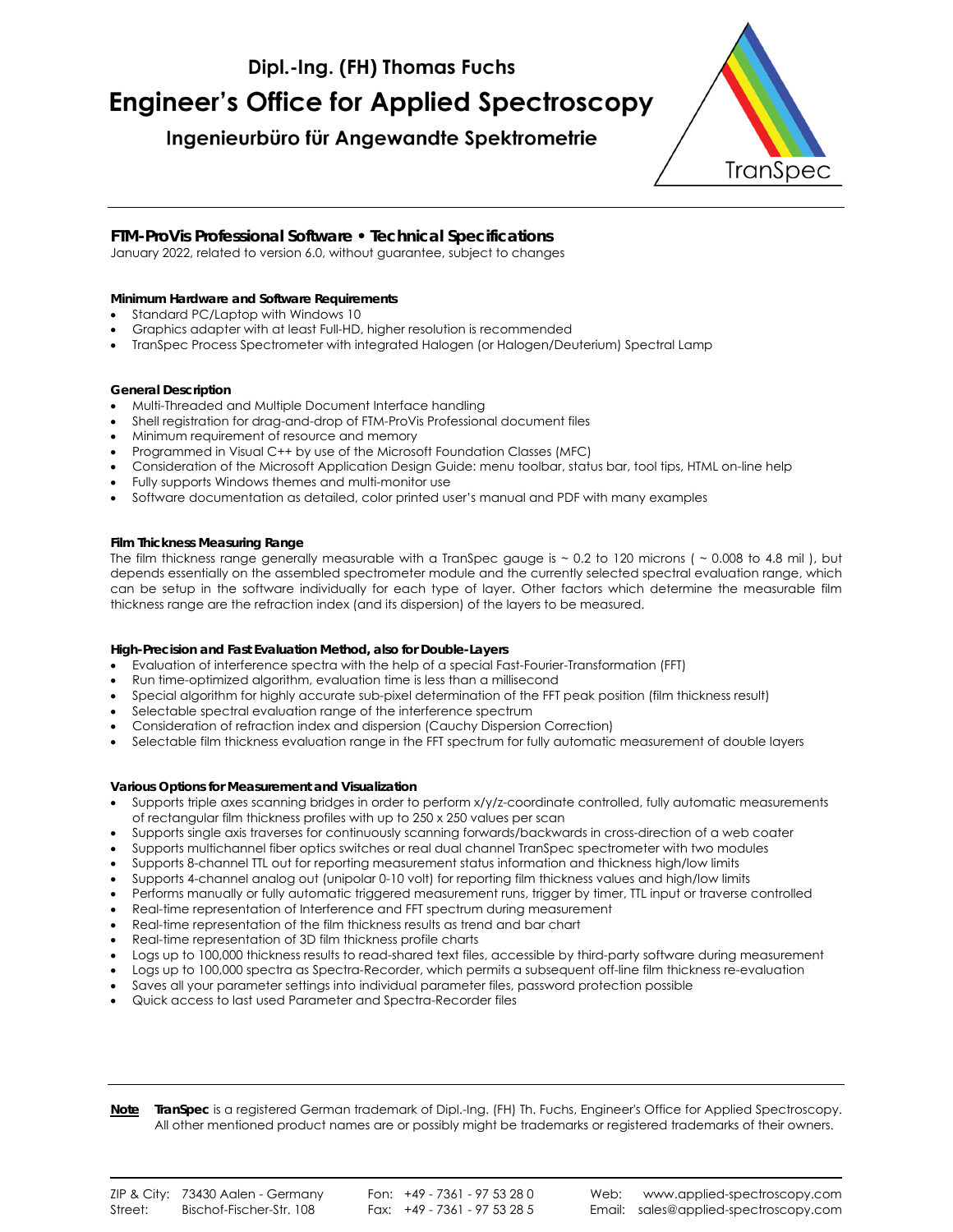# Dipl.-Ing. (FH) Thomas Fuchs

# Engineer's Office for Applied Spectroscopy

## Ingenieurbüro für Angewandte Spektrometrie

TranSpec

## FTM-ProVis Professional Software • Technical Specifications

January 2022, related to version 6.0, without guarantee, subject to changes

### Minimum Hardware and Software Requirements

- Standard PC/Laptop with Windows 10
- Graphics adapter with at least Full-HD, higher resolution is recommended
- TranSpec Process Spectrometer with integrated Halogen (or Halogen/Deuterium) Spectral Lamp

### General Description

- Multi-Threaded and Multiple Document Interface handling
- Shell registration for drag-and-drop of FTM-ProVis Professional document files
- Minimum requirement of resource and memory
- Programmed in Visual C++ by use of the Microsoft Foundation Classes (MFC)
- Consideration of the Microsoft Application Design Guide: menu toolbar, status bar, tool tips, HTML on-line help
- Fully supports Windows themes and multi-monitor use
- Software documentation as detailed, color printed user's manual and PDF with many examples

### Film Thickness Measuring Range

The film thickness range generally measurable with a TranSpec gauge is ~ 0.2 to 120 microns ( ~ 0.008 to 4.8 mil ), but depends essentially on the assembled spectrometer module and the currently selected spectral evaluation range, which can be setup in the software individually for each type of layer. Other factors which determine the measurable film thickness range are the refraction index (and its dispersion) of the layers to be measured.

### High-Precision and Fast Evaluation Method, also for Double-Layers

- Evaluation of interference spectra with the help of a special Fast-Fourier-Transformation (FFT)
- Run time-optimized algorithm, evaluation time is less than a millisecond
- Special algorithm for highly accurate sub-pixel determination of the FFT peak position (film thickness result)
- Selectable spectral evaluation range of the interference spectrum
- Consideration of refraction index and dispersion (Cauchy Dispersion Correction)
- Selectable film thickness evaluation range in the FFT spectrum for fully automatic measurement of double layers

### Various Options for Measurement and Visualization

- Supports triple axes scanning bridges in order to perform x/y/z-coordinate controlled, fully automatic measurements of rectangular film thickness profiles with up to 250 x 250 values per scan
- Supports single axis traverses for continuously scanning forwards/backwards in cross-direction of a web coater
- Supports multichannel fiber optics switches or real dual channel TranSpec spectrometer with two modules
- Supports 8-channel TTL out for reporting measurement status information and thickness high/low limits
- Supports 4-channel analog out (unipolar 0-10 volt) for reporting film thickness values and high/low limits
- Performs manually or fully automatic triggered measurement runs, trigger by timer, TTL input or traverse controlled
- Real-time representation of Interference and FFT spectrum during measurement
- Real-time representation of the film thickness results as trend and bar chart
- Real-time representation of 3D film thickness profile charts
- Logs up to 100,000 thickness results to read-shared text files, accessible by third-party software during measurement
- Logs up to 100,000 spectra as Spectra-Recorder, which permits a subsequent off-line film thickness re-evaluation
- Saves all your parameter settings into individual parameter files, password protection possible
- Quick access to last used Parameter and Spectra-Recorder files

**Note** **TranSpec** is a registered German trademark of Dipl.-Ing. (FH) Th. Fuchs, Engineer's Office for Applied Spectroscopy. All other mentioned product names are or possibly might be trademarks or registered trademarks of their owners.

ZIP & City: 73430 Aalen - Germany
Street: Bischof-Fischer-Str. 108
Fon: +49 - 7361 - 97 53 28 0
Fax: +49 - 7361 - 97 53 28 5
Web: www.applied-spectroscopy.com
Email: sales@applied-spectroscopy.com